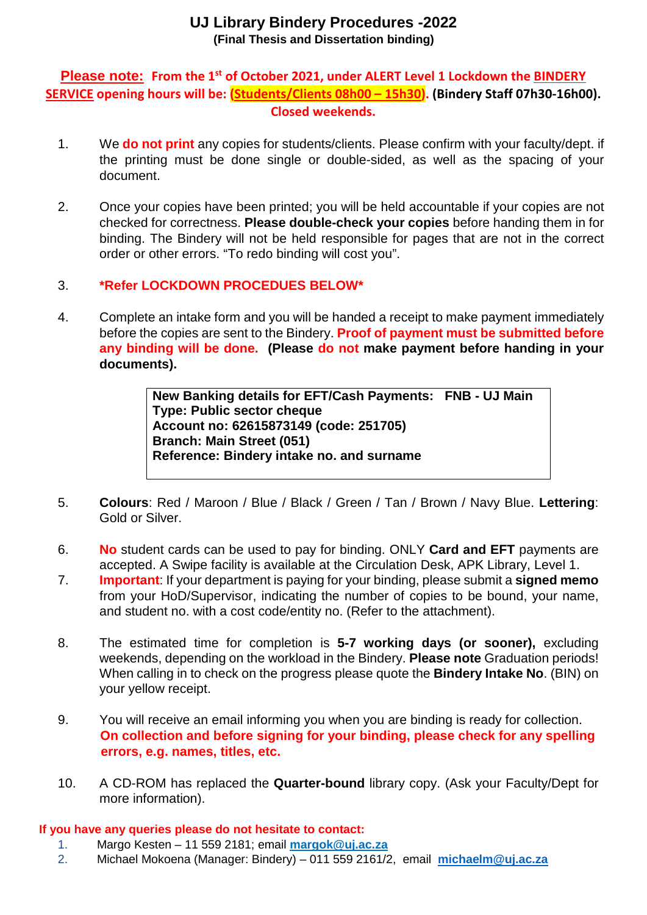# UJ Library Bindery Procedures -2022

**(Final Thesis and Dissertation binding)**

**Please note: From the 1st of October 2021, under ALERT Level 1 Lockdown the BINDERY SERVICE opening hours will be: (Students/Clients 08h00 – 15h30). (Bindery Staff 07h30-16h00). Closed weekends.**

1. We **do not print** any copies for students/clients. Please confirm with your faculty/dept. if the printing must be done single or double-sided, as well as the spacing of your document.

2. Once your copies have been printed; you will be held accountable if your copies are not checked for correctness. **Please double-check your copies** before handing them in for binding. The Bindery will not be held responsible for pages that are not in the correct order or other errors. "To redo binding will cost you".

3. **\*Refer LOCKDOWN PROCEDUES BELOW\***

4. Complete an intake form and you will be handed a receipt to make payment immediately before the copies are sent to the Bindery. **Proof of payment must be submitted before any binding will be done. (Please do not make payment before handing in your documents).**

   > **New Banking details for EFT/Cash Payments: FNB - UJ Main**
   > **Type: Public sector cheque**
   > **Account no: 62615873149 (code: 251705)**
   > **Branch: Main Street (051)**
   > **Reference: Bindery intake no. and surname**

5. **Colours**: Red / Maroon / Blue / Black / Green / Tan / Brown / Navy Blue. **Lettering**: Gold or Silver.

6. **No** student cards can be used to pay for binding. ONLY **Card and EFT** payments are accepted. A Swipe facility is available at the Circulation Desk, APK Library, Level 1.

7. **Important**: If your department is paying for your binding, please submit a **signed memo** from your HoD/Supervisor, indicating the number of copies to be bound, your name, and student no. with a cost code/entity no. (Refer to the attachment).

8. The estimated time for completion is **5-7 working days (or sooner),** excluding weekends, depending on the workload in the Bindery. **Please note** Graduation periods! When calling in to check on the progress please quote the **Bindery Intake No**. (BIN) on your yellow receipt.

9. You will receive an email informing you when you are binding is ready for collection. **On collection and before signing for your binding, please check for any spelling errors, e.g. names, titles, etc.**

10. A CD-ROM has replaced the **Quarter-bound** library copy. (Ask your Faculty/Dept for more information).

**If you have any queries please do not hesitate to contact:**

1. Margo Kesten – 11 559 2181; email **margok@uj.ac.za**
2. Michael Mokoena (Manager: Bindery) – 011 559 2161/2, email **michaelm@uj.ac.za**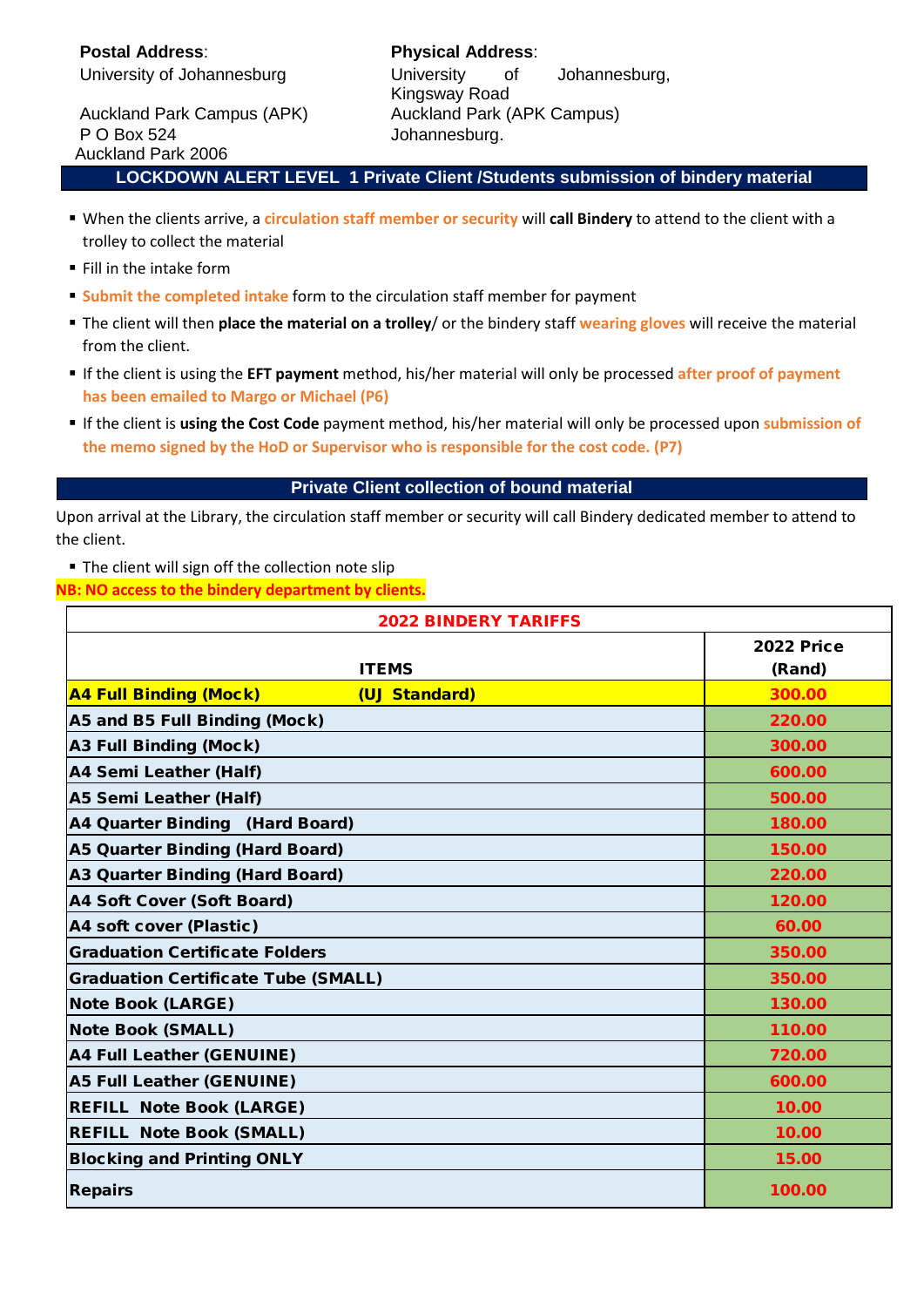**Postal Address**:
University of Johannesburg

Auckland Park Campus (APK)
P O Box 524
Auckland Park 2006

**Physical Address**:
University of Johannesburg, Kingsway Road
Auckland Park (APK Campus)
Johannesburg.

## LOCKDOWN ALERT LEVEL 1 Private Client /Students submission of bindery material

- When the clients arrive, a **circulation staff member or security** will **call Bindery** to attend to the client with a trolley to collect the material
- Fill in the intake form
- **Submit the completed intake** form to the circulation staff member for payment
- The client will then **place the material on a trolley**/ or the bindery staff **wearing gloves** will receive the material from the client.
- If the client is using the **EFT payment** method, his/her material will only be processed **after proof of payment has been emailed to Margo or Michael (P6)**
- If the client is **using the Cost Code** payment method, his/her material will only be processed upon **submission of the memo signed by the HoD or Supervisor who is responsible for the cost code. (P7)**

## Private Client collection of bound material

Upon arrival at the Library, the circulation staff member or security will call Bindery dedicated member to attend to the client.

- The client will sign off the collection note slip

**NB: NO access to the bindery department by clients.**

**2022 BINDERY TARIFFS**

| ITEMS | 2022 Price (Rand) |
|---|---|
| **A4 Full Binding (Mock) (UJ Standard)** | **300.00** |
| **A5 and B5 Full Binding (Mock)** | **220.00** |
| **A3 Full Binding (Mock)** | **300.00** |
| **A4 Semi Leather (Half)** | **600.00** |
| **A5 Semi Leather (Half)** | **500.00** |
| **A4 Quarter Binding (Hard Board)** | **180.00** |
| **A5 Quarter Binding (Hard Board)** | **150.00** |
| **A3 Quarter Binding (Hard Board)** | **220.00** |
| **A4 Soft Cover (Soft Board)** | **120.00** |
| **A4 soft cover (Plastic)** | **60.00** |
| **Graduation Certificate Folders** | **350.00** |
| **Graduation Certificate Tube (SMALL)** | **350.00** |
| **Note Book (LARGE)** | **130.00** |
| **Note Book (SMALL)** | **110.00** |
| **A4 Full Leather (GENUINE)** | **720.00** |
| **A5 Full Leather (GENUINE)** | **600.00** |
| **REFILL Note Book (LARGE)** | **10.00** |
| **REFILL Note Book (SMALL)** | **10.00** |
| **Blocking and Printing ONLY** | **15.00** |
| **Repairs** | **100.00** |